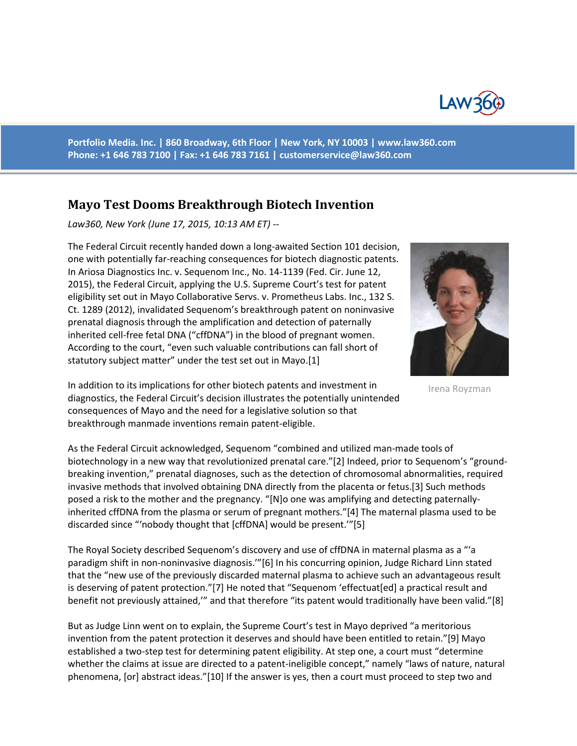Portfolio Media. Inc. | 860 Broadway, 6th Floor | New York, NY 10003 | www.law360.com
Phone: +1 646 783 7100 | Fax: +1 646 783 7161 | customerservice@law360.com

# Mayo Test Dooms Breakthrough Biotech Invention

*Law360, New York (June 17, 2015, 10:13 AM ET) --*

Irena Royzman

The Federal Circuit recently handed down a long-awaited Section 101 decision, one with potentially far-reaching consequences for biotech diagnostic patents. In Ariosa Diagnostics Inc. v. Sequenom Inc., No. 14-1139 (Fed. Cir. June 12, 2015), the Federal Circuit, applying the U.S. Supreme Court's test for patent eligibility set out in Mayo Collaborative Servs. v. Prometheus Labs. Inc., 132 S. Ct. 1289 (2012), invalidated Sequenom's breakthrough patent on noninvasive prenatal diagnosis through the amplification and detection of paternally inherited cell-free fetal DNA ("cffDNA") in the blood of pregnant women. According to the court, "even such valuable contributions can fall short of statutory subject matter" under the test set out in Mayo.[1]

In addition to its implications for other biotech patents and investment in diagnostics, the Federal Circuit's decision illustrates the potentially unintended consequences of Mayo and the need for a legislative solution so that breakthrough manmade inventions remain patent-eligible.

As the Federal Circuit acknowledged, Sequenom "combined and utilized man-made tools of biotechnology in a new way that revolutionized prenatal care."[2] Indeed, prior to Sequenom's "ground-breaking invention," prenatal diagnoses, such as the detection of chromosomal abnormalities, required invasive methods that involved obtaining DNA directly from the placenta or fetus.[3] Such methods posed a risk to the mother and the pregnancy. "[N]o one was amplifying and detecting paternally-inherited cffDNA from the plasma or serum of pregnant mothers."[4] The maternal plasma used to be discarded since "'nobody thought that [cffDNA] would be present.'"[5]

The Royal Society described Sequenom's discovery and use of cffDNA in maternal plasma as a "'a paradigm shift in non-noninvasive diagnosis.'"[6] In his concurring opinion, Judge Richard Linn stated that the "new use of the previously discarded maternal plasma to achieve such an advantageous result is deserving of patent protection."[7] He noted that "Sequenom 'effectuat[ed] a practical result and benefit not previously attained,'" and that therefore "its patent would traditionally have been valid."[8]

But as Judge Linn went on to explain, the Supreme Court's test in Mayo deprived "a meritorious invention from the patent protection it deserves and should have been entitled to retain."[9] Mayo established a two-step test for determining patent eligibility. At step one, a court must "determine whether the claims at issue are directed to a patent-ineligible concept," namely "laws of nature, natural phenomena, [or] abstract ideas."[10] If the answer is yes, then a court must proceed to step two and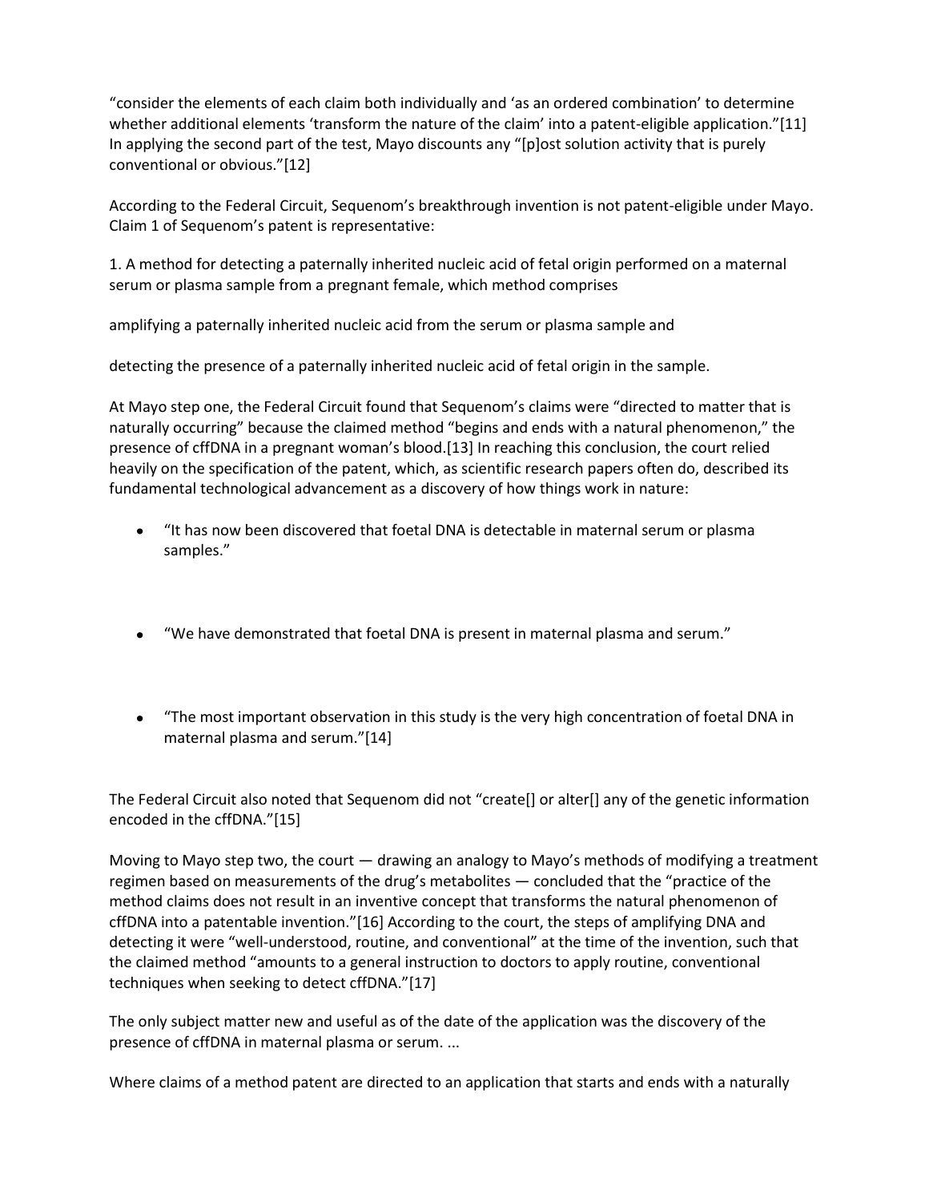"consider the elements of each claim both individually and 'as an ordered combination' to determine whether additional elements 'transform the nature of the claim' into a patent-eligible application."[11] In applying the second part of the test, Mayo discounts any "[p]ost solution activity that is purely conventional or obvious."[12]

According to the Federal Circuit, Sequenom's breakthrough invention is not patent-eligible under Mayo. Claim 1 of Sequenom's patent is representative:

1. A method for detecting a paternally inherited nucleic acid of fetal origin performed on a maternal serum or plasma sample from a pregnant female, which method comprises

amplifying a paternally inherited nucleic acid from the serum or plasma sample and

detecting the presence of a paternally inherited nucleic acid of fetal origin in the sample.

At Mayo step one, the Federal Circuit found that Sequenom's claims were "directed to matter that is naturally occurring" because the claimed method "begins and ends with a natural phenomenon," the presence of cffDNA in a pregnant woman's blood.[13] In reaching this conclusion, the court relied heavily on the specification of the patent, which, as scientific research papers often do, described its fundamental technological advancement as a discovery of how things work in nature:

- "It has now been discovered that foetal DNA is detectable in maternal serum or plasma samples."
- "We have demonstrated that foetal DNA is present in maternal plasma and serum."
- "The most important observation in this study is the very high concentration of foetal DNA in maternal plasma and serum."[14]

The Federal Circuit also noted that Sequenom did not "create[] or alter[] any of the genetic information encoded in the cffDNA."[15]

Moving to Mayo step two, the court — drawing an analogy to Mayo's methods of modifying a treatment regimen based on measurements of the drug's metabolites — concluded that the "practice of the method claims does not result in an inventive concept that transforms the natural phenomenon of cffDNA into a patentable invention."[16] According to the court, the steps of amplifying DNA and detecting it were "well-understood, routine, and conventional" at the time of the invention, such that the claimed method "amounts to a general instruction to doctors to apply routine, conventional techniques when seeking to detect cffDNA."[17]

The only subject matter new and useful as of the date of the application was the discovery of the presence of cffDNA in maternal plasma or serum. ...

Where claims of a method patent are directed to an application that starts and ends with a naturally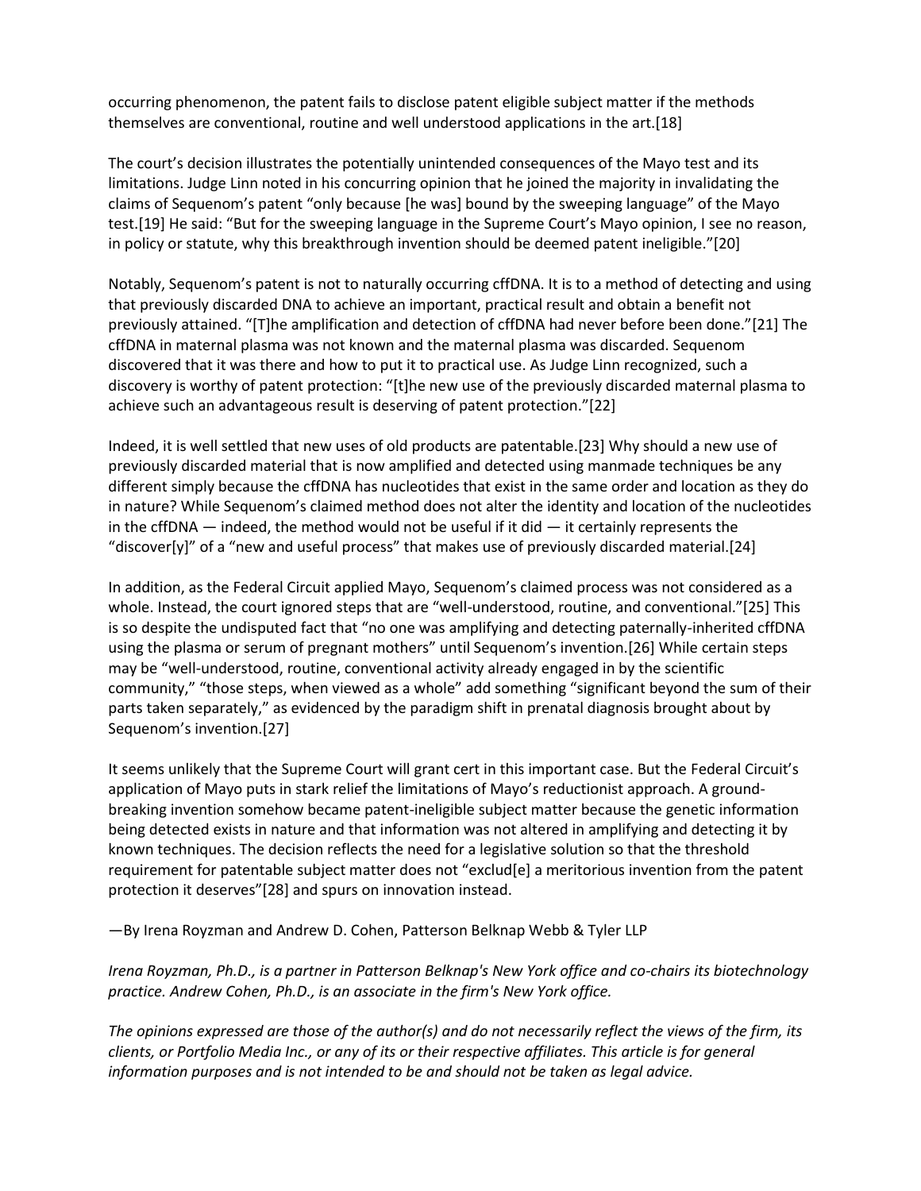occurring phenomenon, the patent fails to disclose patent eligible subject matter if the methods themselves are conventional, routine and well understood applications in the art.[18]

The court's decision illustrates the potentially unintended consequences of the Mayo test and its limitations. Judge Linn noted in his concurring opinion that he joined the majority in invalidating the claims of Sequenom's patent "only because [he was] bound by the sweeping language" of the Mayo test.[19] He said: "But for the sweeping language in the Supreme Court's Mayo opinion, I see no reason, in policy or statute, why this breakthrough invention should be deemed patent ineligible."[20]

Notably, Sequenom's patent is not to naturally occurring cffDNA. It is to a method of detecting and using that previously discarded DNA to achieve an important, practical result and obtain a benefit not previously attained. "[T]he amplification and detection of cffDNA had never before been done."[21] The cffDNA in maternal plasma was not known and the maternal plasma was discarded. Sequenom discovered that it was there and how to put it to practical use. As Judge Linn recognized, such a discovery is worthy of patent protection: "[t]he new use of the previously discarded maternal plasma to achieve such an advantageous result is deserving of patent protection."[22]

Indeed, it is well settled that new uses of old products are patentable.[23] Why should a new use of previously discarded material that is now amplified and detected using manmade techniques be any different simply because the cffDNA has nucleotides that exist in the same order and location as they do in nature? While Sequenom's claimed method does not alter the identity and location of the nucleotides in the cffDNA — indeed, the method would not be useful if it did — it certainly represents the "discover[y]" of a "new and useful process" that makes use of previously discarded material.[24]

In addition, as the Federal Circuit applied Mayo, Sequenom's claimed process was not considered as a whole. Instead, the court ignored steps that are "well-understood, routine, and conventional."[25] This is so despite the undisputed fact that "no one was amplifying and detecting paternally-inherited cffDNA using the plasma or serum of pregnant mothers" until Sequenom's invention.[26] While certain steps may be "well-understood, routine, conventional activity already engaged in by the scientific community," "those steps, when viewed as a whole" add something "significant beyond the sum of their parts taken separately," as evidenced by the paradigm shift in prenatal diagnosis brought about by Sequenom's invention.[27]

It seems unlikely that the Supreme Court will grant cert in this important case. But the Federal Circuit's application of Mayo puts in stark relief the limitations of Mayo's reductionist approach. A ground-breaking invention somehow became patent-ineligible subject matter because the genetic information being detected exists in nature and that information was not altered in amplifying and detecting it by known techniques. The decision reflects the need for a legislative solution so that the threshold requirement for patentable subject matter does not "exclud[e] a meritorious invention from the patent protection it deserves"[28] and spurs on innovation instead.

—By Irena Royzman and Andrew D. Cohen, Patterson Belknap Webb & Tyler LLP

*Irena Royzman, Ph.D., is a partner in Patterson Belknap's New York office and co-chairs its biotechnology practice. Andrew Cohen, Ph.D., is an associate in the firm's New York office.*

*The opinions expressed are those of the author(s) and do not necessarily reflect the views of the firm, its clients, or Portfolio Media Inc., or any of its or their respective affiliates. This article is for general information purposes and is not intended to be and should not be taken as legal advice.*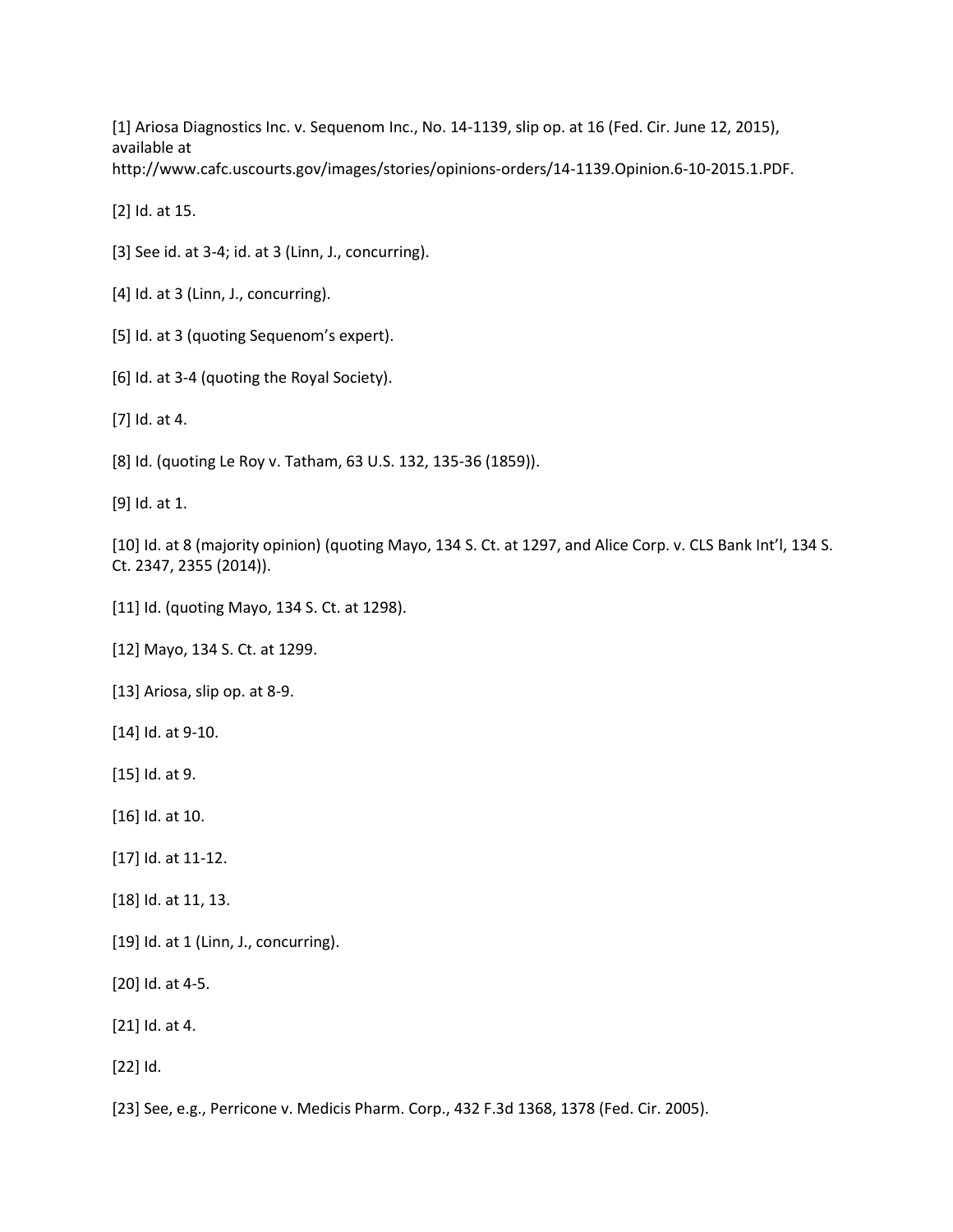[1] Ariosa Diagnostics Inc. v. Sequenom Inc., No. 14-1139, slip op. at 16 (Fed. Cir. June 12, 2015), available at http://www.cafc.uscourts.gov/images/stories/opinions-orders/14-1139.Opinion.6-10-2015.1.PDF.

[2] Id. at 15.

[3] See id. at 3-4; id. at 3 (Linn, J., concurring).

[4] Id. at 3 (Linn, J., concurring).

[5] Id. at 3 (quoting Sequenom's expert).

[6] Id. at 3-4 (quoting the Royal Society).

[7] Id. at 4.

[8] Id. (quoting Le Roy v. Tatham, 63 U.S. 132, 135-36 (1859)).

[9] Id. at 1.

[10] Id. at 8 (majority opinion) (quoting Mayo, 134 S. Ct. at 1297, and Alice Corp. v. CLS Bank Int'l, 134 S. Ct. 2347, 2355 (2014)).

[11] Id. (quoting Mayo, 134 S. Ct. at 1298).

[12] Mayo, 134 S. Ct. at 1299.

[13] Ariosa, slip op. at 8-9.

[14] Id. at 9-10.

[15] Id. at 9.

[16] Id. at 10.

[17] Id. at 11-12.

[18] Id. at 11, 13.

[19] Id. at 1 (Linn, J., concurring).

[20] Id. at 4-5.

[21] Id. at 4.

[22] Id.

[23] See, e.g., Perricone v. Medicis Pharm. Corp., 432 F.3d 1368, 1378 (Fed. Cir. 2005).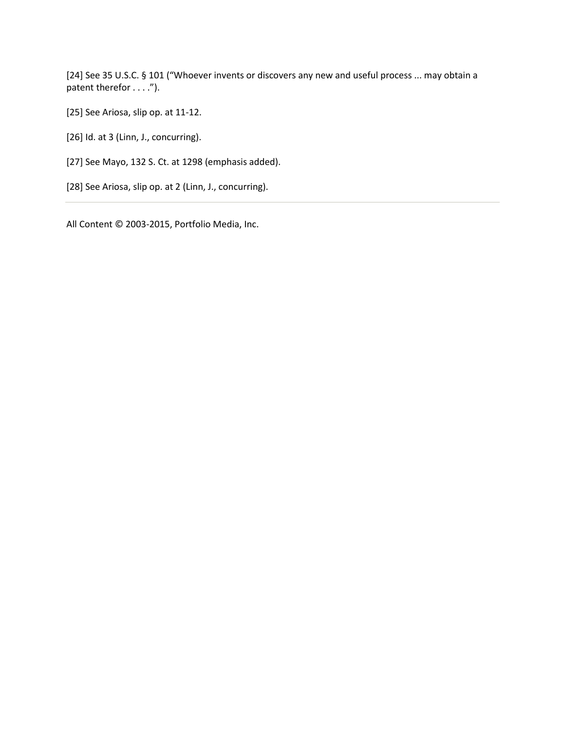[24] See 35 U.S.C. § 101 ("Whoever invents or discovers any new and useful process ... may obtain a patent therefor . . . .").

[25] See Ariosa, slip op. at 11-12.

[26] Id. at 3 (Linn, J., concurring).

[27] See Mayo, 132 S. Ct. at 1298 (emphasis added).

[28] See Ariosa, slip op. at 2 (Linn, J., concurring).

---

All Content © 2003-2015, Portfolio Media, Inc.